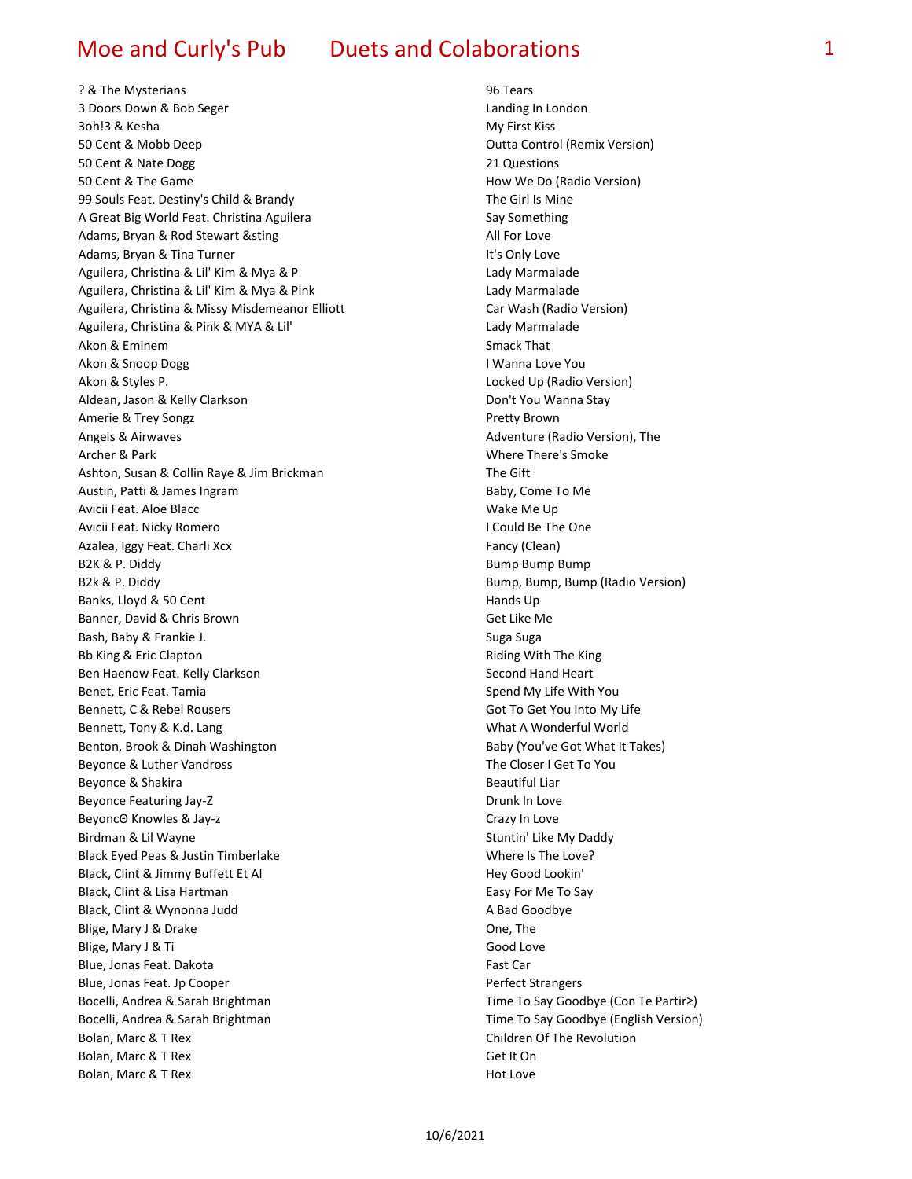# Moe and Curly's Pub — Duets and Colaborations

| Artist | Title |
|---|---|
| ? & The Mysterians | 96 Tears |
| 3 Doors Down & Bob Seger | Landing In London |
| 3oh!3 & Kesha | My First Kiss |
| 50 Cent & Mobb Deep | Outta Control (Remix Version) |
| 50 Cent & Nate Dogg | 21 Questions |
| 50 Cent & The Game | How We Do (Radio Version) |
| 99 Souls Feat. Destiny's Child & Brandy | The Girl Is Mine |
| A Great Big World Feat. Christina Aguilera | Say Something |
| Adams, Bryan & Rod Stewart &sting | All For Love |
| Adams, Bryan & Tina Turner | It's Only Love |
| Aguilera, Christina & Lil' Kim & Mya & P | Lady Marmalade |
| Aguilera, Christina & Lil' Kim & Mya & Pink | Lady Marmalade |
| Aguilera, Christina & Missy Misdemeanor Elliott | Car Wash (Radio Version) |
| Aguilera, Christina & Pink & MYA & Lil' | Lady Marmalade |
| Akon & Eminem | Smack That |
| Akon & Snoop Dogg | I Wanna Love You |
| Akon & Styles P. | Locked Up (Radio Version) |
| Aldean, Jason & Kelly Clarkson | Don't You Wanna Stay |
| Amerie & Trey Songz | Pretty Brown |
| Angels & Airwaves | Adventure (Radio Version), The |
| Archer & Park | Where There's Smoke |
| Ashton, Susan & Collin Raye & Jim Brickman | The Gift |
| Austin, Patti & James Ingram | Baby, Come To Me |
| Avicii Feat. Aloe Blacc | Wake Me Up |
| Avicii Feat. Nicky Romero | I Could Be The One |
| Azalea, Iggy Feat. Charli Xcx | Fancy (Clean) |
| B2K & P. Diddy | Bump Bump Bump |
| B2k & P. Diddy | Bump, Bump, Bump (Radio Version) |
| Banks, Lloyd & 50 Cent | Hands Up |
| Banner, David & Chris Brown | Get Like Me |
| Bash, Baby & Frankie J. | Suga Suga |
| Bb King & Eric Clapton | Riding With The King |
| Ben Haenow Feat. Kelly Clarkson | Second Hand Heart |
| Benet, Eric Feat. Tamia | Spend My Life With You |
| Bennett, C & Rebel Rousers | Got To Get You Into My Life |
| Bennett, Tony & K.d. Lang | What A Wonderful World |
| Benton, Brook & Dinah Washington | Baby (You've Got What It Takes) |
| Beyonce & Luther Vandross | The Closer I Get To You |
| Beyonce & Shakira | Beautiful Liar |
| Beyonce Featuring Jay-Z | Drunk In Love |
| BeyoncΘ Knowles & Jay-z | Crazy In Love |
| Birdman & Lil Wayne | Stuntin' Like My Daddy |
| Black Eyed Peas & Justin Timberlake | Where Is The Love? |
| Black, Clint & Jimmy Buffett Et Al | Hey Good Lookin' |
| Black, Clint & Lisa Hartman | Easy For Me To Say |
| Black, Clint & Wynonna Judd | A Bad Goodbye |
| Blige, Mary J & Drake | One, The |
| Blige, Mary J & Ti | Good Love |
| Blue, Jonas Feat. Dakota | Fast Car |
| Blue, Jonas Feat. Jp Cooper | Perfect Strangers |
| Bocelli, Andrea & Sarah Brightman | Time To Say Goodbye (Con Te Partir≥) |
| Bocelli, Andrea & Sarah Brightman | Time To Say Goodbye (English Version) |
| Bolan, Marc & T Rex | Children Of The Revolution |
| Bolan, Marc & T Rex | Get It On |
| Bolan, Marc & T Rex | Hot Love |

10/6/2021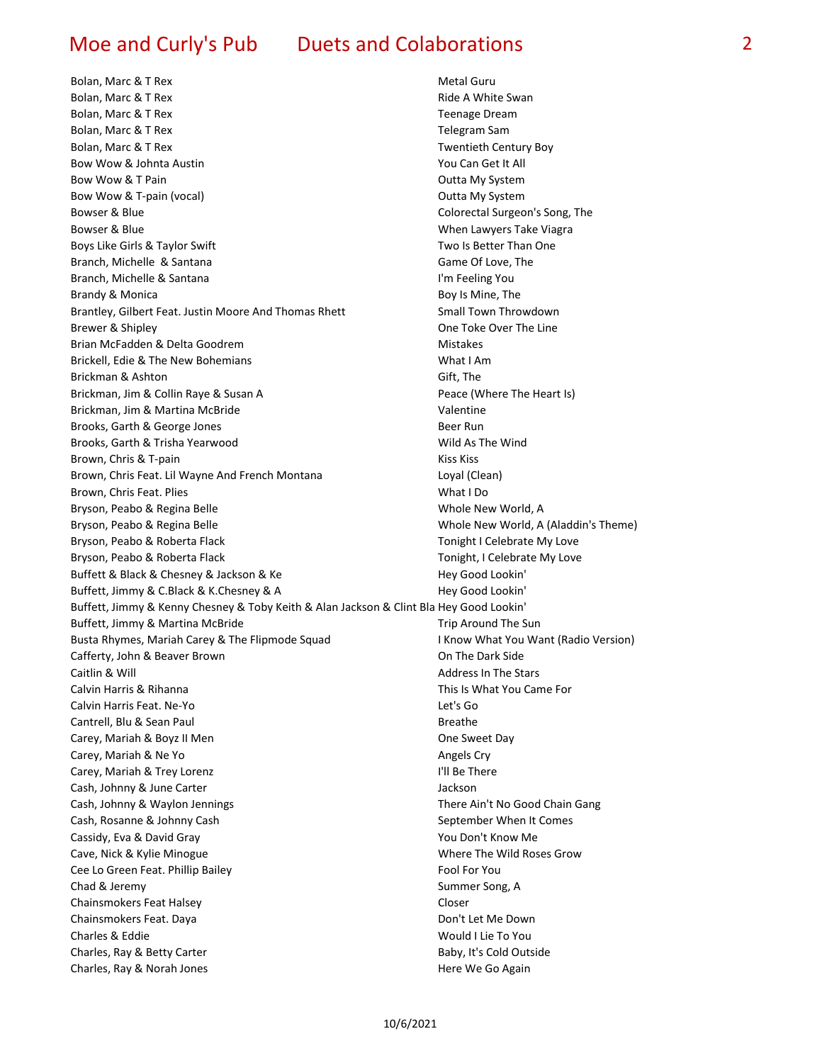| Artist | Title |
|---|---|
| Bolan, Marc & T Rex | Metal Guru |
| Bolan, Marc & T Rex | Ride A White Swan |
| Bolan, Marc & T Rex | Teenage Dream |
| Bolan, Marc & T Rex | Telegram Sam |
| Bolan, Marc & T Rex | Twentieth Century Boy |
| Bow Wow & Johnta Austin | You Can Get It All |
| Bow Wow & T Pain | Outta My System |
| Bow Wow & T-pain (vocal) | Outta My System |
| Bowser & Blue | Colorectal Surgeon's Song, The |
| Bowser & Blue | When Lawyers Take Viagra |
| Boys Like Girls & Taylor Swift | Two Is Better Than One |
| Branch, Michelle  & Santana | Game Of Love, The |
| Branch, Michelle & Santana | I'm Feeling You |
| Brandy & Monica | Boy Is Mine, The |
| Brantley, Gilbert Feat. Justin Moore And Thomas Rhett | Small Town Throwdown |
| Brewer & Shipley | One Toke Over The Line |
| Brian McFadden & Delta Goodrem | Mistakes |
| Brickell, Edie & The New Bohemians | What I Am |
| Brickman & Ashton | Gift, The |
| Brickman, Jim & Collin Raye & Susan A | Peace (Where The Heart Is) |
| Brickman, Jim & Martina McBride | Valentine |
| Brooks, Garth & George Jones | Beer Run |
| Brooks, Garth & Trisha Yearwood | Wild As The Wind |
| Brown, Chris & T-pain | Kiss Kiss |
| Brown, Chris Feat. Lil Wayne And French Montana | Loyal (Clean) |
| Brown, Chris Feat. Plies | What I Do |
| Bryson, Peabo & Regina Belle | Whole New World, A |
| Bryson, Peabo & Regina Belle | Whole New World, A (Aladdin's Theme) |
| Bryson, Peabo & Roberta Flack | Tonight I Celebrate My Love |
| Bryson, Peabo & Roberta Flack | Tonight, I Celebrate My Love |
| Buffett & Black & Chesney & Jackson & Ke | Hey Good Lookin' |
| Buffett, Jimmy & C.Black & K.Chesney & A | Hey Good Lookin' |
| Buffett, Jimmy & Kenny Chesney & Toby Keith & Alan Jackson & Clint Bla | Hey Good Lookin' |
| Buffett, Jimmy & Martina McBride | Trip Around The Sun |
| Busta Rhymes, Mariah Carey & The Flipmode Squad | I Know What You Want (Radio Version) |
| Cafferty, John & Beaver Brown | On The Dark Side |
| Caitlin & Will | Address In The Stars |
| Calvin Harris & Rihanna | This Is What You Came For |
| Calvin Harris Feat. Ne-Yo | Let's Go |
| Cantrell, Blu & Sean Paul | Breathe |
| Carey, Mariah & Boyz II Men | One Sweet Day |
| Carey, Mariah & Ne Yo | Angels Cry |
| Carey, Mariah & Trey Lorenz | I'll Be There |
| Cash, Johnny & June Carter | Jackson |
| Cash, Johnny & Waylon Jennings | There Ain't No Good Chain Gang |
| Cash, Rosanne & Johnny Cash | September When It Comes |
| Cassidy, Eva & David Gray | You Don't Know Me |
| Cave, Nick & Kylie Minogue | Where The Wild Roses Grow |
| Cee Lo Green Feat. Phillip Bailey | Fool For You |
| Chad & Jeremy | Summer Song, A |
| Chainsmokers Feat Halsey | Closer |
| Chainsmokers Feat. Daya | Don't Let Me Down |
| Charles & Eddie | Would I Lie To You |
| Charles, Ray & Betty Carter | Baby, It's Cold Outside |
| Charles, Ray & Norah Jones | Here We Go Again |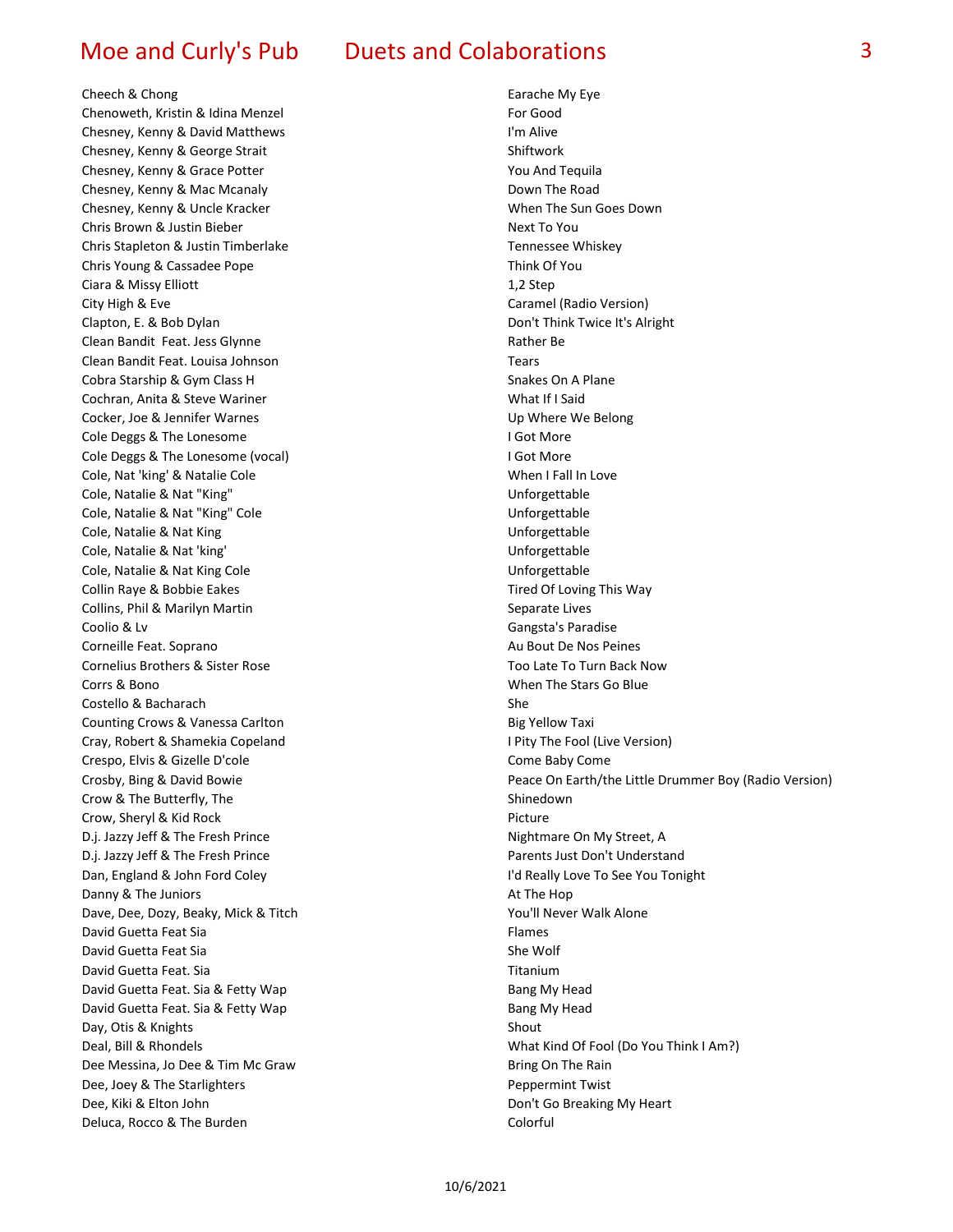# Moe and Curly's Pub    Duets and Colaborations

| Artist | Title |
|---|---|
| Cheech & Chong | Earache My Eye |
| Chenoweth, Kristin & Idina Menzel | For Good |
| Chesney, Kenny & David Matthews | I'm Alive |
| Chesney, Kenny & George Strait | Shiftwork |
| Chesney, Kenny & Grace Potter | You And Tequila |
| Chesney, Kenny & Mac Mcanaly | Down The Road |
| Chesney, Kenny & Uncle Kracker | When The Sun Goes Down |
| Chris Brown & Justin Bieber | Next To You |
| Chris Stapleton & Justin Timberlake | Tennessee Whiskey |
| Chris Young & Cassadee Pope | Think Of You |
| Ciara & Missy Elliott | 1,2 Step |
| City High & Eve | Caramel (Radio Version) |
| Clapton, E. & Bob Dylan | Don't Think Twice It's Alright |
| Clean Bandit  Feat. Jess Glynne | Rather Be |
| Clean Bandit Feat. Louisa Johnson | Tears |
| Cobra Starship & Gym Class H | Snakes On A Plane |
| Cochran, Anita & Steve Wariner | What If I Said |
| Cocker, Joe & Jennifer Warnes | Up Where We Belong |
| Cole Deggs & The Lonesome | I Got More |
| Cole Deggs & The Lonesome (vocal) | I Got More |
| Cole, Nat 'king' & Natalie Cole | When I Fall In Love |
| Cole, Natalie & Nat "King" | Unforgettable |
| Cole, Natalie & Nat "King" Cole | Unforgettable |
| Cole, Natalie & Nat King | Unforgettable |
| Cole, Natalie & Nat 'king' | Unforgettable |
| Cole, Natalie & Nat King Cole | Unforgettable |
| Collin Raye & Bobbie Eakes | Tired Of Loving This Way |
| Collins, Phil & Marilyn Martin | Separate Lives |
| Coolio & Lv | Gangsta's Paradise |
| Corneille Feat. Soprano | Au Bout De Nos Peines |
| Cornelius Brothers & Sister Rose | Too Late To Turn Back Now |
| Corrs & Bono | When The Stars Go Blue |
| Costello & Bacharach | She |
| Counting Crows & Vanessa Carlton | Big Yellow Taxi |
| Cray, Robert & Shamekia Copeland | I Pity The Fool (Live Version) |
| Crespo, Elvis & Gizelle D'cole | Come Baby Come |
| Crosby, Bing & David Bowie | Peace On Earth/the Little Drummer Boy (Radio Version) |
| Crow & The Butterfly, The | Shinedown |
| Crow, Sheryl & Kid Rock | Picture |
| D.j. Jazzy Jeff & The Fresh Prince | Nightmare On My Street, A |
| D.j. Jazzy Jeff & The Fresh Prince | Parents Just Don't Understand |
| Dan, England & John Ford Coley | I'd Really Love To See You Tonight |
| Danny & The Juniors | At The Hop |
| Dave, Dee, Dozy, Beaky, Mick & Titch | You'll Never Walk Alone |
| David Guetta Feat Sia | Flames |
| David Guetta Feat Sia | She Wolf |
| David Guetta Feat. Sia | Titanium |
| David Guetta Feat. Sia & Fetty Wap | Bang My Head |
| David Guetta Feat. Sia & Fetty Wap | Bang My Head |
| Day, Otis & Knights | Shout |
| Deal, Bill & Rhondels | What Kind Of Fool (Do You Think I Am?) |
| Dee Messina, Jo Dee & Tim Mc Graw | Bring On The Rain |
| Dee, Joey & The Starlighters | Peppermint Twist |
| Dee, Kiki & Elton John | Don't Go Breaking My Heart |
| Deluca, Rocco & The Burden | Colorful |

10/6/2021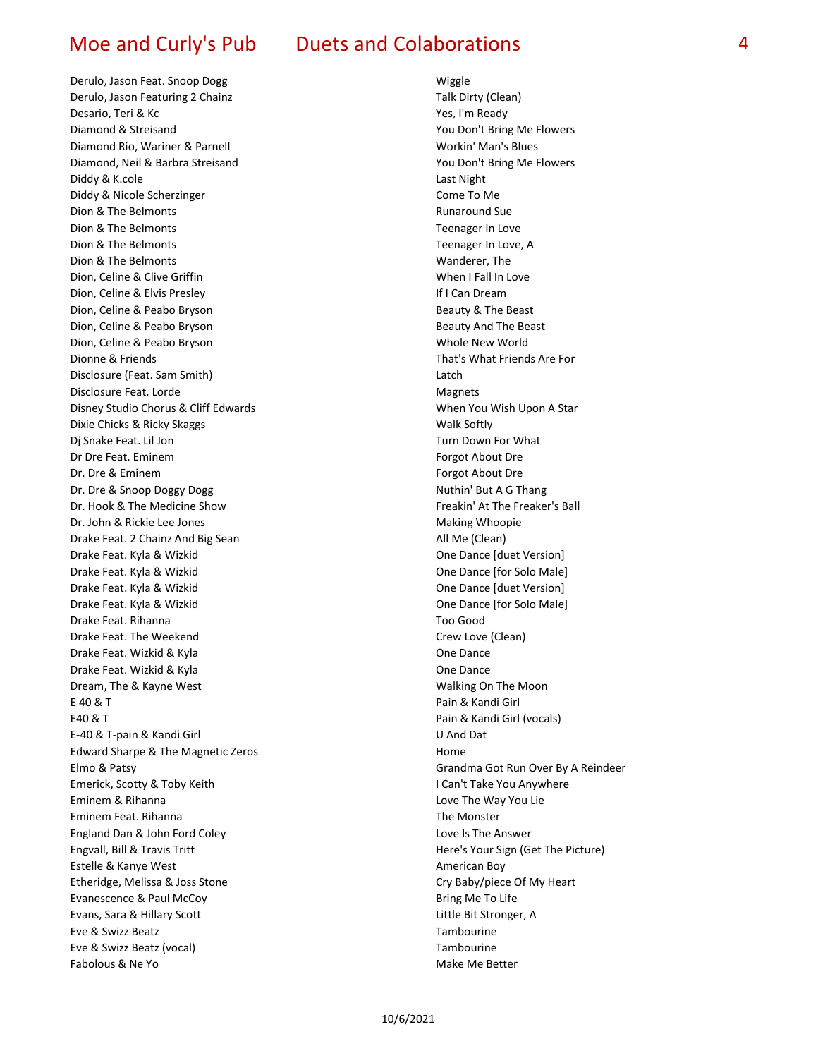| Artist | Title |
|---|---|
| Derulo, Jason Feat. Snoop Dogg | Wiggle |
| Derulo, Jason Featuring 2 Chainz | Talk Dirty (Clean) |
| Desario, Teri & Kc | Yes, I'm Ready |
| Diamond & Streisand | You Don't Bring Me Flowers |
| Diamond Rio, Wariner & Parnell | Workin' Man's Blues |
| Diamond, Neil & Barbra Streisand | You Don't Bring Me Flowers |
| Diddy & K.cole | Last Night |
| Diddy & Nicole Scherzinger | Come To Me |
| Dion & The Belmonts | Runaround Sue |
| Dion & The Belmonts | Teenager In Love |
| Dion & The Belmonts | Teenager In Love, A |
| Dion & The Belmonts | Wanderer, The |
| Dion, Celine & Clive Griffin | When I Fall In Love |
| Dion, Celine & Elvis Presley | If I Can Dream |
| Dion, Celine & Peabo Bryson | Beauty & The Beast |
| Dion, Celine & Peabo Bryson | Beauty And The Beast |
| Dion, Celine & Peabo Bryson | Whole New World |
| Dionne & Friends | That's What Friends Are For |
| Disclosure (Feat. Sam Smith) | Latch |
| Disclosure Feat. Lorde | Magnets |
| Disney Studio Chorus & Cliff Edwards | When You Wish Upon A Star |
| Dixie Chicks & Ricky Skaggs | Walk Softly |
| Dj Snake Feat. Lil Jon | Turn Down For What |
| Dr Dre Feat. Eminem | Forgot About Dre |
| Dr. Dre & Eminem | Forgot About Dre |
| Dr. Dre & Snoop Doggy Dogg | Nuthin' But A G Thang |
| Dr. Hook & The Medicine Show | Freakin' At The Freaker's Ball |
| Dr. John & Rickie Lee Jones | Making Whoopie |
| Drake Feat. 2 Chainz And Big Sean | All Me (Clean) |
| Drake Feat. Kyla & Wizkid | One Dance [duet Version] |
| Drake Feat. Kyla & Wizkid | One Dance [for Solo Male] |
| Drake Feat. Kyla & Wizkid | One Dance [duet Version] |
| Drake Feat. Kyla & Wizkid | One Dance [for Solo Male] |
| Drake Feat. Rihanna | Too Good |
| Drake Feat. The Weekend | Crew Love (Clean) |
| Drake Feat. Wizkid & Kyla | One Dance |
| Drake Feat. Wizkid & Kyla | One Dance |
| Dream, The & Kayne West | Walking On The Moon |
| E 40 & T | Pain & Kandi Girl |
| E40 & T | Pain & Kandi Girl (vocals) |
| E-40 & T-pain & Kandi Girl | U And Dat |
| Edward Sharpe & The Magnetic Zeros | Home |
| Elmo & Patsy | Grandma Got Run Over By A Reindeer |
| Emerick, Scotty & Toby Keith | I Can't Take You Anywhere |
| Eminem & Rihanna | Love The Way You Lie |
| Eminem Feat. Rihanna | The Monster |
| England Dan & John Ford Coley | Love Is The Answer |
| Engvall, Bill & Travis Tritt | Here's Your Sign (Get The Picture) |
| Estelle & Kanye West | American Boy |
| Etheridge, Melissa & Joss Stone | Cry Baby/piece Of My Heart |
| Evanescence & Paul McCoy | Bring Me To Life |
| Evans, Sara & Hillary Scott | Little Bit Stronger, A |
| Eve & Swizz Beatz | Tambourine |
| Eve & Swizz Beatz (vocal) | Tambourine |
| Fabolous & Ne Yo | Make Me Better |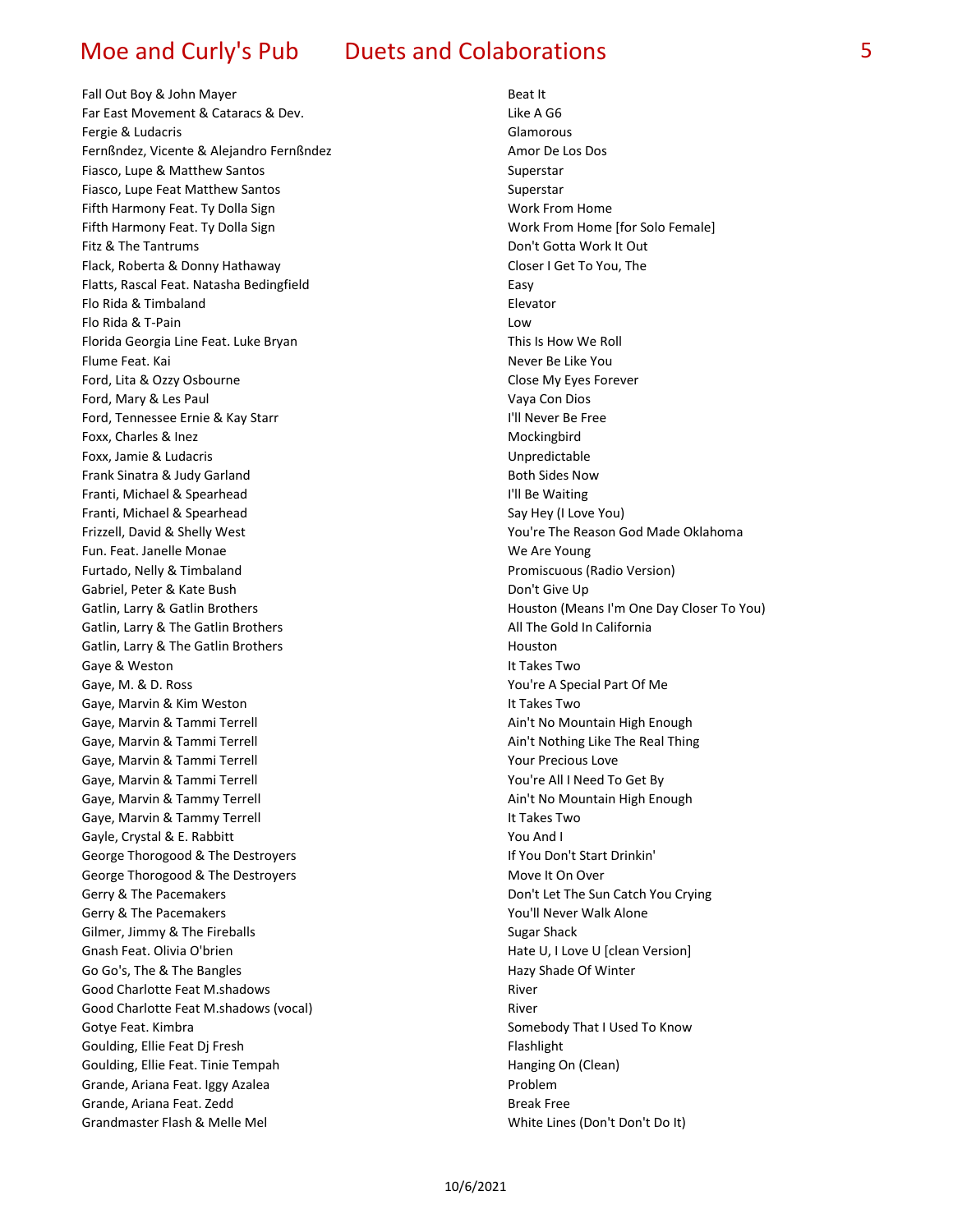# Moe and Curly's Pub    Duets and Colaborations

| Artist | Title |
|---|---|
| Fall Out Boy & John Mayer | Beat It |
| Far East Movement & Cataracs & Dev. | Like A G6 |
| Fergie & Ludacris | Glamorous |
| Fernßndez, Vicente & Alejandro Fernßndez | Amor De Los Dos |
| Fiasco, Lupe & Matthew Santos | Superstar |
| Fiasco, Lupe Feat Matthew Santos | Superstar |
| Fifth Harmony Feat. Ty Dolla Sign | Work From Home |
| Fifth Harmony Feat. Ty Dolla Sign | Work From Home [for Solo Female] |
| Fitz & The Tantrums | Don't Gotta Work It Out |
| Flack, Roberta & Donny Hathaway | Closer I Get To You, The |
| Flatts, Rascal Feat. Natasha Bedingfield | Easy |
| Flo Rida & Timbaland | Elevator |
| Flo Rida & T-Pain | Low |
| Florida Georgia Line Feat. Luke Bryan | This Is How We Roll |
| Flume Feat. Kai | Never Be Like You |
| Ford, Lita & Ozzy Osbourne | Close My Eyes Forever |
| Ford, Mary & Les Paul | Vaya Con Dios |
| Ford, Tennessee Ernie & Kay Starr | I'll Never Be Free |
| Foxx, Charles & Inez | Mockingbird |
| Foxx, Jamie & Ludacris | Unpredictable |
| Frank Sinatra & Judy Garland | Both Sides Now |
| Franti, Michael & Spearhead | I'll Be Waiting |
| Franti, Michael & Spearhead | Say Hey (I Love You) |
| Frizzell, David & Shelly West | You're The Reason God Made Oklahoma |
| Fun. Feat. Janelle Monae | We Are Young |
| Furtado, Nelly & Timbaland | Promiscuous (Radio Version) |
| Gabriel, Peter & Kate Bush | Don't Give Up |
| Gatlin, Larry & Gatlin Brothers | Houston (Means I'm One Day Closer To You) |
| Gatlin, Larry & The Gatlin Brothers | All The Gold In California |
| Gatlin, Larry & The Gatlin Brothers | Houston |
| Gaye & Weston | It Takes Two |
| Gaye, M. & D. Ross | You're A Special Part Of Me |
| Gaye, Marvin & Kim Weston | It Takes Two |
| Gaye, Marvin & Tammi Terrell | Ain't No Mountain High Enough |
| Gaye, Marvin & Tammi Terrell | Ain't Nothing Like The Real Thing |
| Gaye, Marvin & Tammi Terrell | Your Precious Love |
| Gaye, Marvin & Tammi Terrell | You're All I Need To Get By |
| Gaye, Marvin & Tammy Terrell | Ain't No Mountain High Enough |
| Gaye, Marvin & Tammy Terrell | It Takes Two |
| Gayle, Crystal & E. Rabbitt | You And I |
| George Thorogood & The Destroyers | If You Don't Start Drinkin' |
| George Thorogood & The Destroyers | Move It On Over |
| Gerry & The Pacemakers | Don't Let The Sun Catch You Crying |
| Gerry & The Pacemakers | You'll Never Walk Alone |
| Gilmer, Jimmy & The Fireballs | Sugar Shack |
| Gnash Feat. Olivia O'brien | Hate U, I Love U [clean Version] |
| Go Go's, The & The Bangles | Hazy Shade Of Winter |
| Good Charlotte Feat M.shadows | River |
| Good Charlotte Feat M.shadows (vocal) | River |
| Gotye Feat. Kimbra | Somebody That I Used To Know |
| Goulding, Ellie Feat Dj Fresh | Flashlight |
| Goulding, Ellie Feat. Tinie Tempah | Hanging On (Clean) |
| Grande, Ariana Feat. Iggy Azalea | Problem |
| Grande, Ariana Feat. Zedd | Break Free |
| Grandmaster Flash & Melle Mel | White Lines (Don't Don't Do It) |

10/6/2021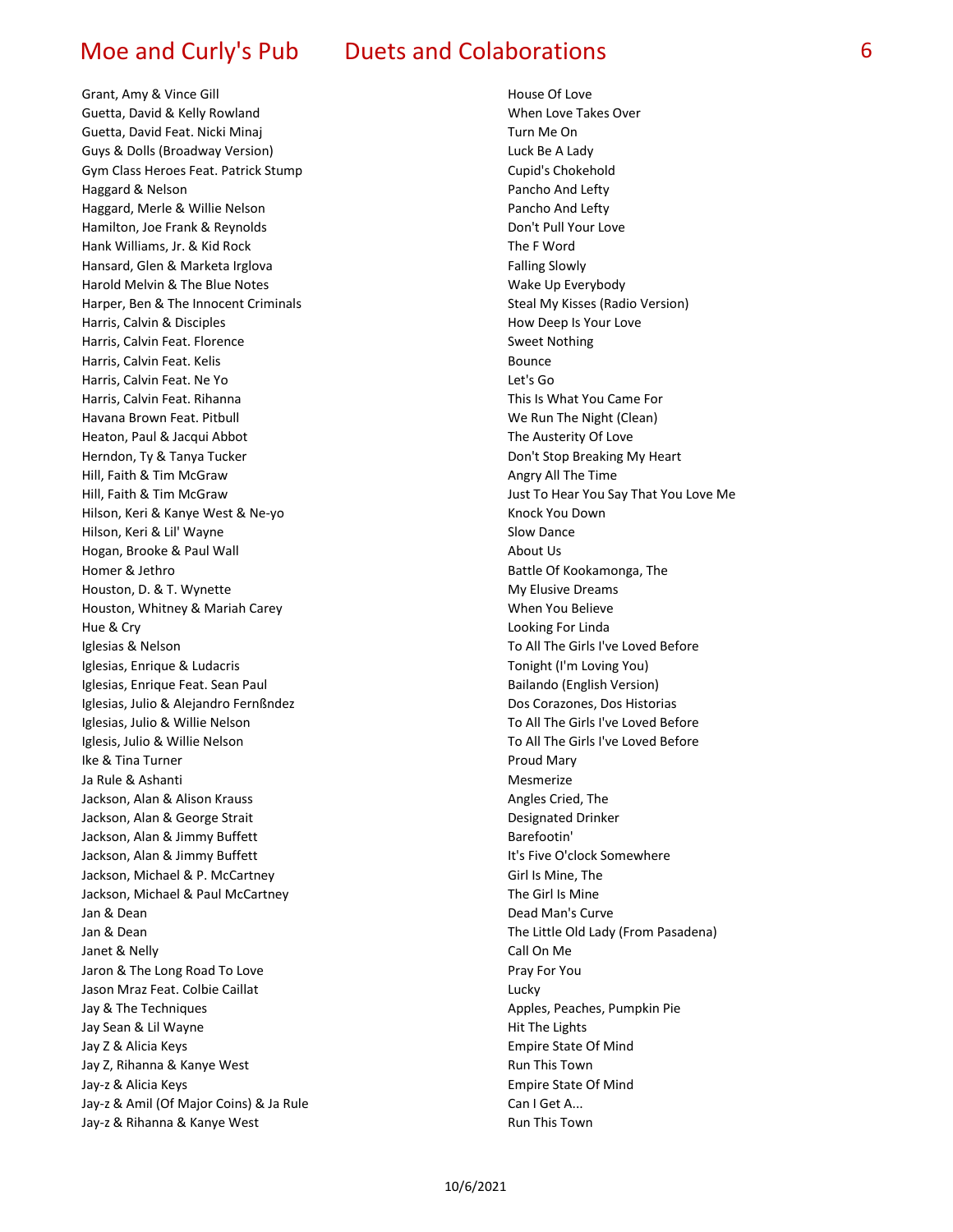| Artist | Title |
| --- | --- |
| Grant, Amy & Vince Gill | House Of Love |
| Guetta, David & Kelly Rowland | When Love Takes Over |
| Guetta, David Feat. Nicki Minaj | Turn Me On |
| Guys & Dolls (Broadway Version) | Luck Be A Lady |
| Gym Class Heroes Feat. Patrick Stump | Cupid's Chokehold |
| Haggard & Nelson | Pancho And Lefty |
| Haggard, Merle & Willie Nelson | Pancho And Lefty |
| Hamilton, Joe Frank & Reynolds | Don't Pull Your Love |
| Hank Williams, Jr. & Kid Rock | The F Word |
| Hansard, Glen & Marketa Irglova | Falling Slowly |
| Harold Melvin & The Blue Notes | Wake Up Everybody |
| Harper, Ben & The Innocent Criminals | Steal My Kisses (Radio Version) |
| Harris, Calvin & Disciples | How Deep Is Your Love |
| Harris, Calvin Feat. Florence | Sweet Nothing |
| Harris, Calvin Feat. Kelis | Bounce |
| Harris, Calvin Feat. Ne Yo | Let's Go |
| Harris, Calvin Feat. Rihanna | This Is What You Came For |
| Havana Brown Feat. Pitbull | We Run The Night (Clean) |
| Heaton, Paul & Jacqui Abbot | The Austerity Of Love |
| Herndon, Ty & Tanya Tucker | Don't Stop Breaking My Heart |
| Hill, Faith & Tim McGraw | Angry All The Time |
| Hill, Faith & Tim McGraw | Just To Hear You Say That You Love Me |
| Hilson, Keri & Kanye West & Ne-yo | Knock You Down |
| Hilson, Keri & Lil' Wayne | Slow Dance |
| Hogan, Brooke & Paul Wall | About Us |
| Homer & Jethro | Battle Of Kookamonga, The |
| Houston, D. & T. Wynette | My Elusive Dreams |
| Houston, Whitney & Mariah Carey | When You Believe |
| Hue & Cry | Looking For Linda |
| Iglesias & Nelson | To All The Girls I've Loved Before |
| Iglesias, Enrique & Ludacris | Tonight (I'm Loving You) |
| Iglesias, Enrique Feat. Sean Paul | Bailando (English Version) |
| Iglesias, Julio & Alejandro Fernßndez | Dos Corazones, Dos Historias |
| Iglesias, Julio & Willie Nelson | To All The Girls I've Loved Before |
| Iglesis, Julio & Willie Nelson | To All The Girls I've Loved Before |
| Ike & Tina Turner | Proud Mary |
| Ja Rule & Ashanti | Mesmerize |
| Jackson, Alan & Alison Krauss | Angles Cried, The |
| Jackson, Alan & George Strait | Designated Drinker |
| Jackson, Alan & Jimmy Buffett | Barefootin' |
| Jackson, Alan & Jimmy Buffett | It's Five O'clock Somewhere |
| Jackson, Michael & P. McCartney | Girl Is Mine, The |
| Jackson, Michael & Paul McCartney | The Girl Is Mine |
| Jan & Dean | Dead Man's Curve |
| Jan & Dean | The Little Old Lady (From Pasadena) |
| Janet & Nelly | Call On Me |
| Jaron & The Long Road To Love | Pray For You |
| Jason Mraz Feat. Colbie Caillat | Lucky |
| Jay & The Techniques | Apples, Peaches, Pumpkin Pie |
| Jay Sean & Lil Wayne | Hit The Lights |
| Jay Z & Alicia Keys | Empire State Of Mind |
| Jay Z, Rihanna & Kanye West | Run This Town |
| Jay-z & Alicia Keys | Empire State Of Mind |
| Jay-z & Amil (Of Major Coins) & Ja Rule | Can I Get A... |
| Jay-z & Rihanna & Kanye West | Run This Town |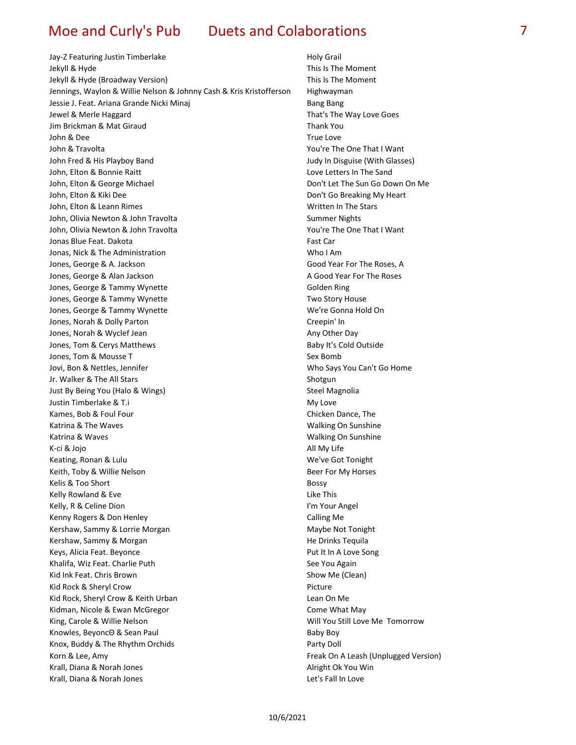| Artist | Title |
|---|---|
| Jay-Z Featuring Justin Timberlake | Holy Grail |
| Jekyll & Hyde | This Is The Moment |
| Jekyll & Hyde (Broadway Version) | This Is The Moment |
| Jennings, Waylon & Willie Nelson & Johnny Cash & Kris Kristofferson | Highwayman |
| Jessie J. Feat. Ariana Grande Nicki Minaj | Bang Bang |
| Jewel & Merle Haggard | That's The Way Love Goes |
| Jim Brickman & Mat Giraud | Thank You |
| John & Dee | True Love |
| John & Travolta | You're The One That I Want |
| John Fred & His Playboy Band | Judy In Disguise (With Glasses) |
| John, Elton & Bonnie Raitt | Love Letters In The Sand |
| John, Elton & George Michael | Don't Let The Sun Go Down On Me |
| John, Elton & Kiki Dee | Don't Go Breaking My Heart |
| John, Elton & Leann Rimes | Written In The Stars |
| John, Olivia Newton & John Travolta | Summer Nights |
| John, Olivia Newton & John Travolta | You're The One That I Want |
| Jonas Blue Feat. Dakota | Fast Car |
| Jonas, Nick & The Administration | Who I Am |
| Jones, George & A. Jackson | Good Year For The Roses, A |
| Jones, George & Alan Jackson | A Good Year For The Roses |
| Jones, George & Tammy Wynette | Golden Ring |
| Jones, George & Tammy Wynette | Two Story House |
| Jones, George & Tammy Wynette | We're Gonna Hold On |
| Jones, Norah & Dolly Parton | Creepin' In |
| Jones, Norah & Wyclef Jean | Any Other Day |
| Jones, Tom & Cerys Matthews | Baby It's Cold Outside |
| Jones, Tom & Mousse T | Sex Bomb |
| Jovi, Bon & Nettles, Jennifer | Who Says You Can't Go Home |
| Jr. Walker & The All Stars | Shotgun |
| Just By Being You (Halo & Wings) | Steel Magnolia |
| Justin Timberlake & T.i | My Love |
| Kames, Bob & Foul Four | Chicken Dance, The |
| Katrina & The Waves | Walking On Sunshine |
| Katrina & Waves | Walking On Sunshine |
| K-ci & Jojo | All My Life |
| Keating, Ronan & Lulu | We've Got Tonight |
| Keith, Toby & Willie Nelson | Beer For My Horses |
| Kelis & Too Short | Bossy |
| Kelly Rowland & Eve | Like This |
| Kelly, R & Celine Dion | I'm Your Angel |
| Kenny Rogers & Don Henley | Calling Me |
| Kershaw, Sammy & Lorrie Morgan | Maybe Not Tonight |
| Kershaw, Sammy & Morgan | He Drinks Tequila |
| Keys, Alicia Feat. Beyonce | Put It In A Love Song |
| Khalifa, Wiz Feat. Charlie Puth | See You Again |
| Kid Ink Feat. Chris Brown | Show Me (Clean) |
| Kid Rock & Sheryl Crow | Picture |
| Kid Rock, Sheryl Crow & Keith Urban | Lean On Me |
| Kidman, Nicole & Ewan McGregor | Come What May |
| King, Carole & Willie Nelson | Will You Still Love Me Tomorrow |
| Knowles, BeyoncΘ & Sean Paul | Baby Boy |
| Knox, Buddy & The Rhythm Orchids | Party Doll |
| Korn & Lee, Amy | Freak On A Leash (Unplugged Version) |
| Krall, Diana & Norah Jones | Alright Ok You Win |
| Krall, Diana & Norah Jones | Let's Fall In Love |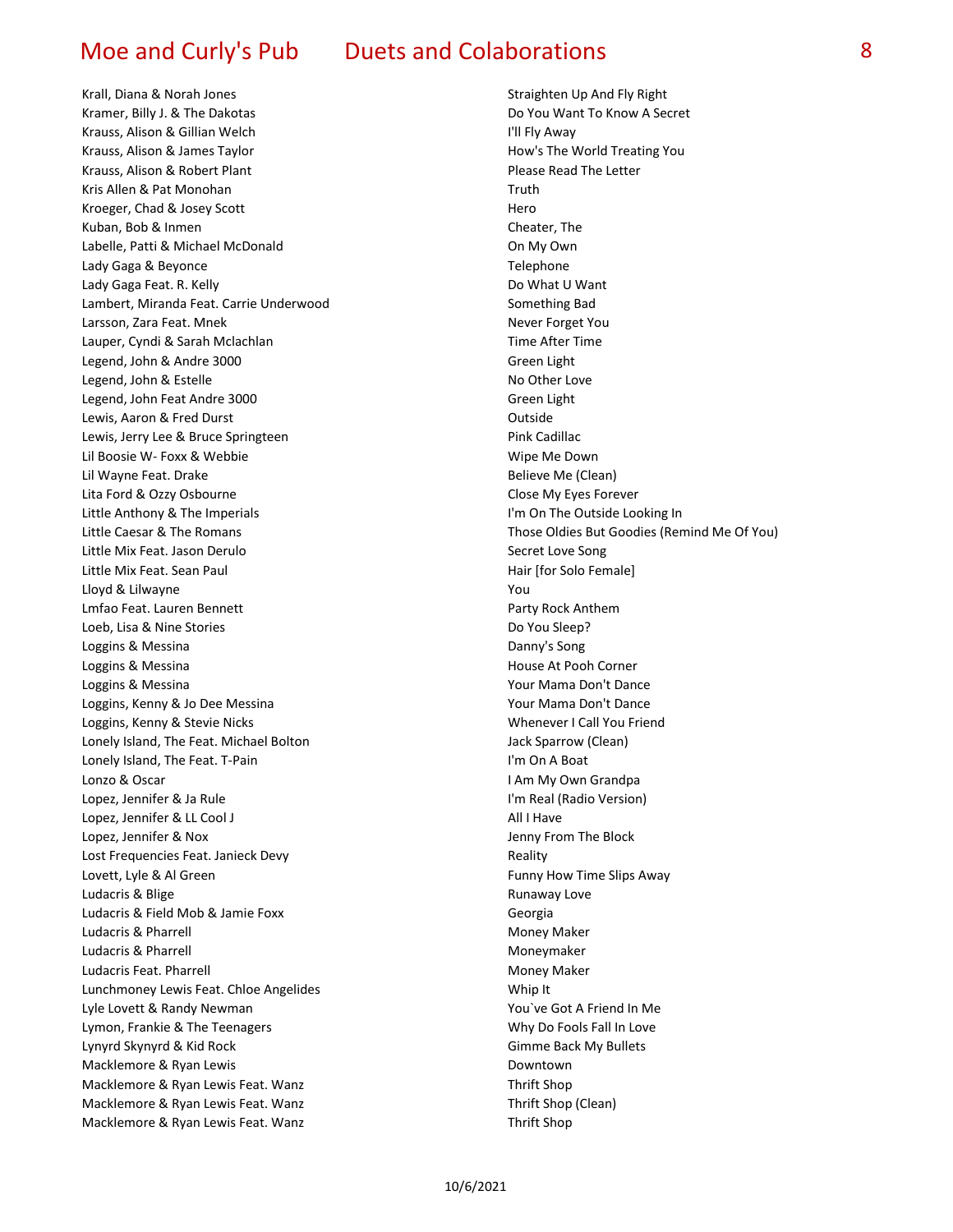| Artist | Title |
| --- | --- |
| Krall, Diana & Norah Jones | Straighten Up And Fly Right |
| Kramer, Billy J. & The Dakotas | Do You Want To Know A Secret |
| Krauss, Alison & Gillian Welch | I'll Fly Away |
| Krauss, Alison & James Taylor | How's The World Treating You |
| Krauss, Alison & Robert Plant | Please Read The Letter |
| Kris Allen & Pat Monohan | Truth |
| Kroeger, Chad & Josey Scott | Hero |
| Kuban, Bob & Inmen | Cheater, The |
| Labelle, Patti & Michael McDonald | On My Own |
| Lady Gaga & Beyonce | Telephone |
| Lady Gaga Feat. R. Kelly | Do What U Want |
| Lambert, Miranda Feat. Carrie Underwood | Something Bad |
| Larsson, Zara Feat. Mnek | Never Forget You |
| Lauper, Cyndi & Sarah Mclachlan | Time After Time |
| Legend, John & Andre 3000 | Green Light |
| Legend, John & Estelle | No Other Love |
| Legend, John Feat Andre 3000 | Green Light |
| Lewis, Aaron & Fred Durst | Outside |
| Lewis, Jerry Lee & Bruce Springteen | Pink Cadillac |
| Lil Boosie W- Foxx & Webbie | Wipe Me Down |
| Lil Wayne Feat. Drake | Believe Me (Clean) |
| Lita Ford & Ozzy Osbourne | Close My Eyes Forever |
| Little Anthony & The Imperials | I'm On The Outside Looking In |
| Little Caesar & The Romans | Those Oldies But Goodies (Remind Me Of You) |
| Little Mix Feat. Jason Derulo | Secret Love Song |
| Little Mix Feat. Sean Paul | Hair [for Solo Female] |
| Lloyd & Lilwayne | You |
| Lmfao Feat. Lauren Bennett | Party Rock Anthem |
| Loeb, Lisa & Nine Stories | Do You Sleep? |
| Loggins & Messina | Danny's Song |
| Loggins & Messina | House At Pooh Corner |
| Loggins & Messina | Your Mama Don't Dance |
| Loggins, Kenny & Jo Dee Messina | Your Mama Don't Dance |
| Loggins, Kenny & Stevie Nicks | Whenever I Call You Friend |
| Lonely Island, The Feat. Michael Bolton | Jack Sparrow (Clean) |
| Lonely Island, The Feat. T-Pain | I'm On A Boat |
| Lonzo & Oscar | I Am My Own Grandpa |
| Lopez, Jennifer & Ja Rule | I'm Real (Radio Version) |
| Lopez, Jennifer & LL Cool J | All I Have |
| Lopez, Jennifer & Nox | Jenny From The Block |
| Lost Frequencies Feat. Janieck Devy | Reality |
| Lovett, Lyle & Al Green | Funny How Time Slips Away |
| Ludacris & Blige | Runaway Love |
| Ludacris & Field Mob & Jamie Foxx | Georgia |
| Ludacris & Pharrell | Money Maker |
| Ludacris & Pharrell | Moneymaker |
| Ludacris Feat. Pharrell | Money Maker |
| Lunchmoney Lewis Feat. Chloe Angelides | Whip It |
| Lyle Lovett & Randy Newman | You`ve Got A Friend In Me |
| Lymon, Frankie & The Teenagers | Why Do Fools Fall In Love |
| Lynyrd Skynyrd & Kid Rock | Gimme Back My Bullets |
| Macklemore & Ryan Lewis | Downtown |
| Macklemore & Ryan Lewis Feat. Wanz | Thrift Shop |
| Macklemore & Ryan Lewis Feat. Wanz | Thrift Shop (Clean) |
| Macklemore & Ryan Lewis Feat. Wanz | Thrift Shop |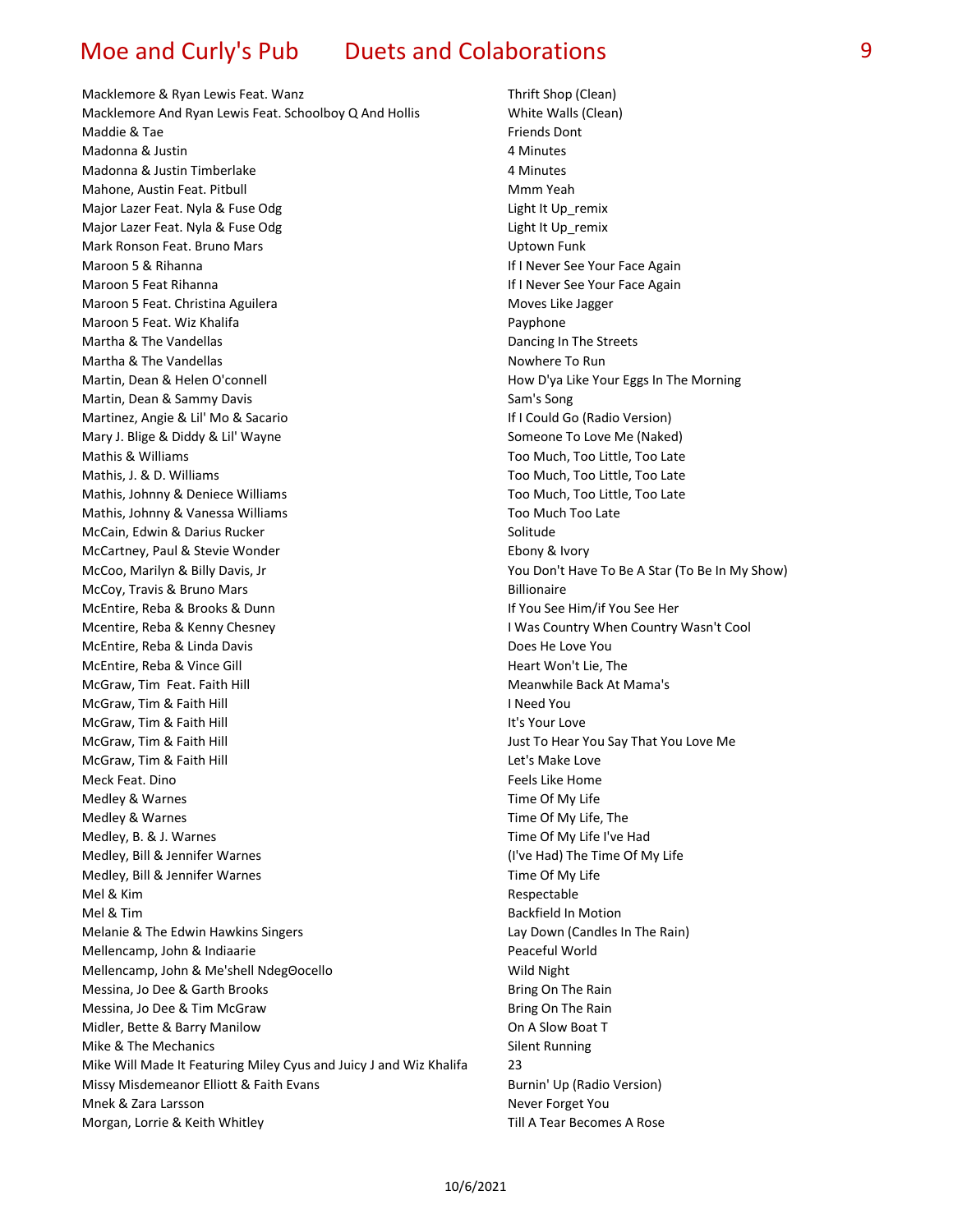| Artist | Title |
|---|---|
| Macklemore & Ryan Lewis Feat. Wanz | Thrift Shop (Clean) |
| Macklemore And Ryan Lewis Feat. Schoolboy Q And Hollis | White Walls (Clean) |
| Maddie & Tae | Friends Dont |
| Madonna & Justin | 4 Minutes |
| Madonna & Justin Timberlake | 4 Minutes |
| Mahone, Austin Feat. Pitbull | Mmm Yeah |
| Major Lazer Feat. Nyla & Fuse Odg | Light It Up_remix |
| Major Lazer Feat. Nyla & Fuse Odg | Light It Up_remix |
| Mark Ronson Feat. Bruno Mars | Uptown Funk |
| Maroon 5 & Rihanna | If I Never See Your Face Again |
| Maroon 5 Feat Rihanna | If I Never See Your Face Again |
| Maroon 5 Feat. Christina Aguilera | Moves Like Jagger |
| Maroon 5 Feat. Wiz Khalifa | Payphone |
| Martha & The Vandellas | Dancing In The Streets |
| Martha & The Vandellas | Nowhere To Run |
| Martin, Dean & Helen O'connell | How D'ya Like Your Eggs In The Morning |
| Martin, Dean & Sammy Davis | Sam's Song |
| Martinez, Angie & Lil' Mo & Sacario | If I Could Go (Radio Version) |
| Mary J. Blige & Diddy & Lil' Wayne | Someone To Love Me (Naked) |
| Mathis & Williams | Too Much, Too Little, Too Late |
| Mathis, J. & D. Williams | Too Much, Too Little, Too Late |
| Mathis, Johnny & Deniece Williams | Too Much, Too Little, Too Late |
| Mathis, Johnny & Vanessa Williams | Too Much Too Late |
| McCain, Edwin & Darius Rucker | Solitude |
| McCartney, Paul & Stevie Wonder | Ebony & Ivory |
| McCoo, Marilyn & Billy Davis, Jr | You Don't Have To Be A Star (To Be In My Show) |
| McCoy, Travis & Bruno Mars | Billionaire |
| McEntire, Reba & Brooks & Dunn | If You See Him/if You See Her |
| Mcentire, Reba & Kenny Chesney | I Was Country When Country Wasn't Cool |
| McEntire, Reba & Linda Davis | Does He Love You |
| McEntire, Reba & Vince Gill | Heart Won't Lie, The |
| McGraw, Tim  Feat. Faith Hill | Meanwhile Back At Mama's |
| McGraw, Tim & Faith Hill | I Need You |
| McGraw, Tim & Faith Hill | It's Your Love |
| McGraw, Tim & Faith Hill | Just To Hear You Say That You Love Me |
| McGraw, Tim & Faith Hill | Let's Make Love |
| Meck Feat. Dino | Feels Like Home |
| Medley & Warnes | Time Of My Life |
| Medley & Warnes | Time Of My Life, The |
| Medley, B. & J. Warnes | Time Of My Life I've Had |
| Medley, Bill & Jennifer Warnes | (I've Had) The Time Of My Life |
| Medley, Bill & Jennifer Warnes | Time Of My Life |
| Mel & Kim | Respectable |
| Mel & Tim | Backfield In Motion |
| Melanie & The Edwin Hawkins Singers | Lay Down (Candles In The Rain) |
| Mellencamp, John & Indiaarie | Peaceful World |
| Mellencamp, John & Me'shell NdegΘocello | Wild Night |
| Messina, Jo Dee & Garth Brooks | Bring On The Rain |
| Messina, Jo Dee & Tim McGraw | Bring On The Rain |
| Midler, Bette & Barry Manilow | On A Slow Boat T |
| Mike & The Mechanics | Silent Running |
| Mike Will Made It Featuring Miley Cyus and Juicy J and Wiz Khalifa | 23 |
| Missy Misdemeanor Elliott & Faith Evans | Burnin' Up (Radio Version) |
| Mnek & Zara Larsson | Never Forget You |
| Morgan, Lorrie & Keith Whitley | Till A Tear Becomes A Rose |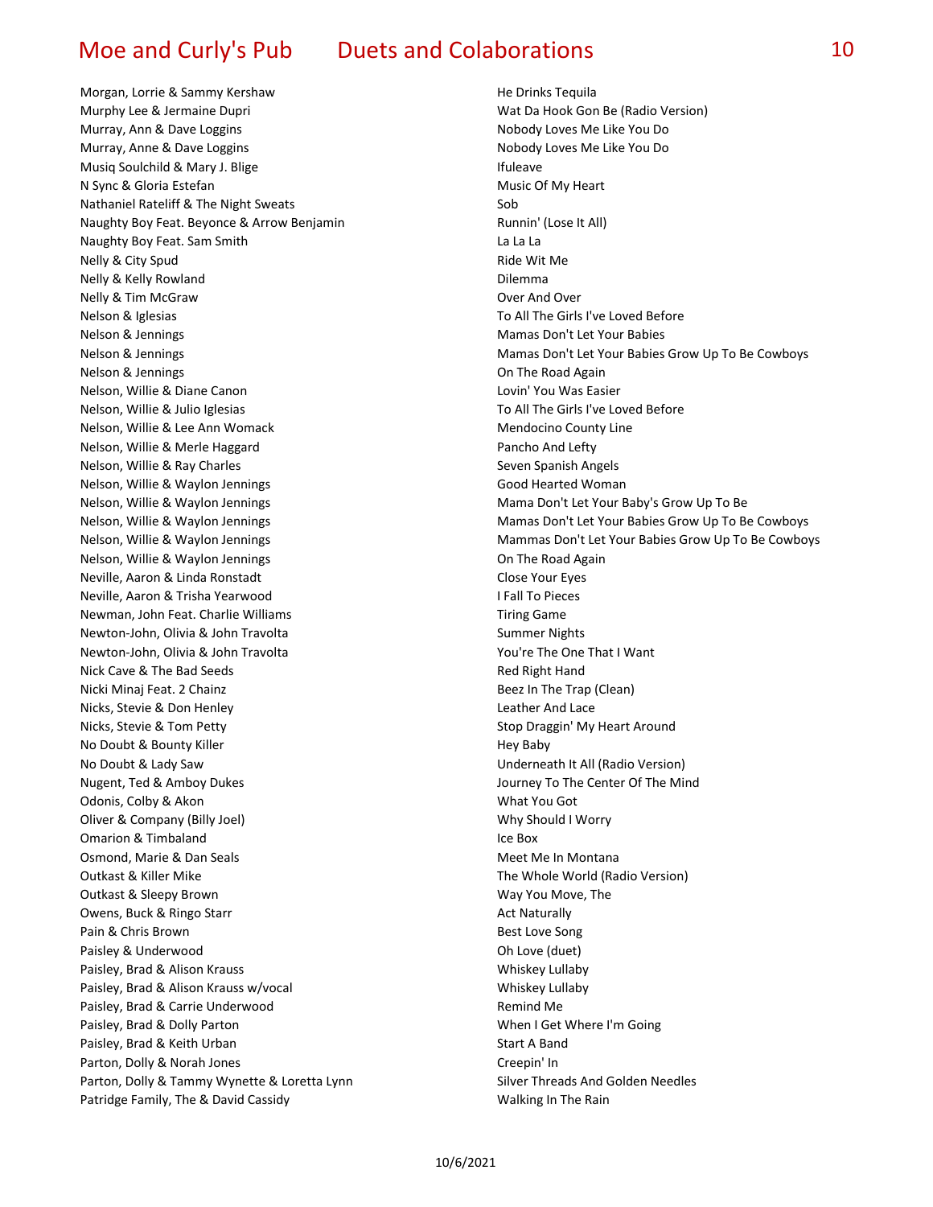| Artist | Song |
|---|---|
| Morgan, Lorrie & Sammy Kershaw | He Drinks Tequila |
| Murphy Lee & Jermaine Dupri | Wat Da Hook Gon Be (Radio Version) |
| Murray, Ann & Dave Loggins | Nobody Loves Me Like You Do |
| Murray, Anne & Dave Loggins | Nobody Loves Me Like You Do |
| Musiq Soulchild & Mary J. Blige | Ifuleave |
| N Sync & Gloria Estefan | Music Of My Heart |
| Nathaniel Rateliff & The Night Sweats | Sob |
| Naughty Boy Feat. Beyonce & Arrow Benjamin | Runnin' (Lose It All) |
| Naughty Boy Feat. Sam Smith | La La La |
| Nelly & City Spud | Ride Wit Me |
| Nelly & Kelly Rowland | Dilemma |
| Nelly & Tim McGraw | Over And Over |
| Nelson & Iglesias | To All The Girls I've Loved Before |
| Nelson & Jennings | Mamas Don't Let Your Babies |
| Nelson & Jennings | Mamas Don't Let Your Babies Grow Up To Be Cowboys |
| Nelson & Jennings | On The Road Again |
| Nelson, Willie & Diane Canon | Lovin' You Was Easier |
| Nelson, Willie & Julio Iglesias | To All The Girls I've Loved Before |
| Nelson, Willie & Lee Ann Womack | Mendocino County Line |
| Nelson, Willie & Merle Haggard | Pancho And Lefty |
| Nelson, Willie & Ray Charles | Seven Spanish Angels |
| Nelson, Willie & Waylon Jennings | Good Hearted Woman |
| Nelson, Willie & Waylon Jennings | Mama Don't Let Your Baby's Grow Up To Be |
| Nelson, Willie & Waylon Jennings | Mamas Don't Let Your Babies Grow Up To Be Cowboys |
| Nelson, Willie & Waylon Jennings | Mammas Don't Let Your Babies Grow Up To Be Cowboys |
| Nelson, Willie & Waylon Jennings | On The Road Again |
| Neville, Aaron & Linda Ronstadt | Close Your Eyes |
| Neville, Aaron & Trisha Yearwood | I Fall To Pieces |
| Newman, John Feat. Charlie Williams | Tiring Game |
| Newton-John, Olivia & John Travolta | Summer Nights |
| Newton-John, Olivia & John Travolta | You're The One That I Want |
| Nick Cave & The Bad Seeds | Red Right Hand |
| Nicki Minaj Feat. 2 Chainz | Beez In The Trap (Clean) |
| Nicks, Stevie & Don Henley | Leather And Lace |
| Nicks, Stevie & Tom Petty | Stop Draggin' My Heart Around |
| No Doubt & Bounty Killer | Hey Baby |
| No Doubt & Lady Saw | Underneath It All (Radio Version) |
| Nugent, Ted & Amboy Dukes | Journey To The Center Of The Mind |
| Odonis, Colby & Akon | What You Got |
| Oliver & Company (Billy Joel) | Why Should I Worry |
| Omarion & Timbaland | Ice Box |
| Osmond, Marie & Dan Seals | Meet Me In Montana |
| Outkast & Killer Mike | The Whole World (Radio Version) |
| Outkast & Sleepy Brown | Way You Move, The |
| Owens, Buck & Ringo Starr | Act Naturally |
| Pain & Chris Brown | Best Love Song |
| Paisley & Underwood | Oh Love (duet) |
| Paisley, Brad & Alison Krauss | Whiskey Lullaby |
| Paisley, Brad & Alison Krauss w/vocal | Whiskey Lullaby |
| Paisley, Brad & Carrie Underwood | Remind Me |
| Paisley, Brad & Dolly Parton | When I Get Where I'm Going |
| Paisley, Brad & Keith Urban | Start A Band |
| Parton, Dolly & Norah Jones | Creepin' In |
| Parton, Dolly & Tammy Wynette & Loretta Lynn | Silver Threads And Golden Needles |
| Patridge Family, The & David Cassidy | Walking In The Rain |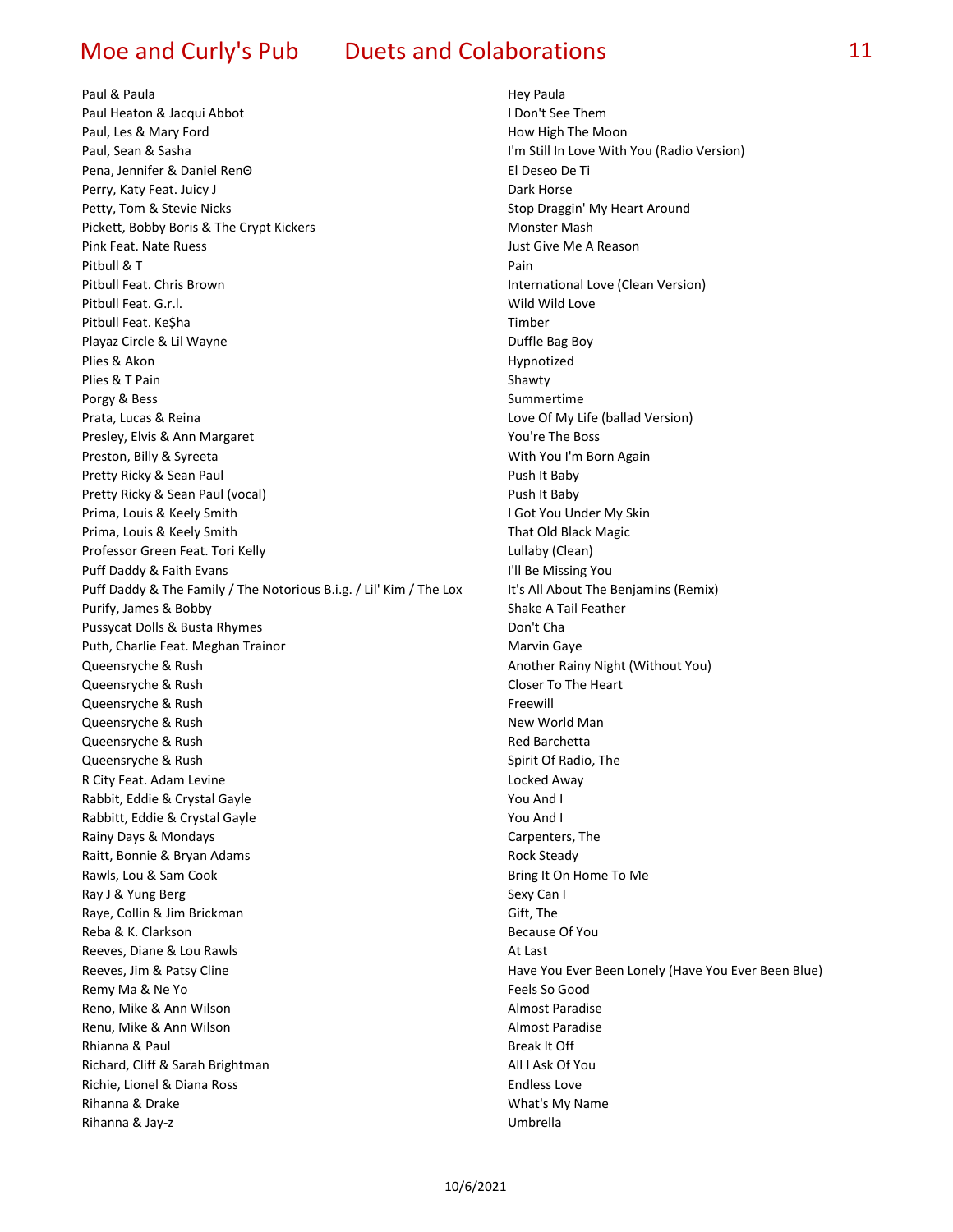| Artist | Song |
|---|---|
| Paul & Paula | Hey Paula |
| Paul Heaton & Jacqui Abbot | I Don't See Them |
| Paul, Les & Mary Ford | How High The Moon |
| Paul, Sean & Sasha | I'm Still In Love With You (Radio Version) |
| Pena, Jennifer & Daniel RenΘ | El Deseo De Ti |
| Perry, Katy Feat. Juicy J | Dark Horse |
| Petty, Tom & Stevie Nicks | Stop Draggin' My Heart Around |
| Pickett, Bobby Boris & The Crypt Kickers | Monster Mash |
| Pink Feat. Nate Ruess | Just Give Me A Reason |
| Pitbull & T | Pain |
| Pitbull Feat. Chris Brown | International Love (Clean Version) |
| Pitbull Feat. G.r.l. | Wild Wild Love |
| Pitbull Feat. Ke$ha | Timber |
| Playaz Circle & Lil Wayne | Duffle Bag Boy |
| Plies & Akon | Hypnotized |
| Plies & T Pain | Shawty |
| Porgy & Bess | Summertime |
| Prata, Lucas & Reina | Love Of My Life (ballad Version) |
| Presley, Elvis & Ann Margaret | You're The Boss |
| Preston, Billy & Syreeta | With You I'm Born Again |
| Pretty Ricky & Sean Paul | Push It Baby |
| Pretty Ricky & Sean Paul (vocal) | Push It Baby |
| Prima, Louis & Keely Smith | I Got You Under My Skin |
| Prima, Louis & Keely Smith | That Old Black Magic |
| Professor Green Feat. Tori Kelly | Lullaby (Clean) |
| Puff Daddy & Faith Evans | I'll Be Missing You |
| Puff Daddy & The Family / The Notorious B.i.g. / Lil' Kim / The Lox | It's All About The Benjamins (Remix) |
| Purify, James & Bobby | Shake A Tail Feather |
| Pussycat Dolls & Busta Rhymes | Don't Cha |
| Puth, Charlie Feat. Meghan Trainor | Marvin Gaye |
| Queensryche & Rush | Another Rainy Night (Without You) |
| Queensryche & Rush | Closer To The Heart |
| Queensryche & Rush | Freewill |
| Queensryche & Rush | New World Man |
| Queensryche & Rush | Red Barchetta |
| Queensryche & Rush | Spirit Of Radio, The |
| R City Feat. Adam Levine | Locked Away |
| Rabbit, Eddie & Crystal Gayle | You And I |
| Rabbitt, Eddie & Crystal Gayle | You And I |
| Rainy Days & Mondays | Carpenters, The |
| Raitt, Bonnie & Bryan Adams | Rock Steady |
| Rawls, Lou & Sam Cook | Bring It On Home To Me |
| Ray J & Yung Berg | Sexy Can I |
| Raye, Collin & Jim Brickman | Gift, The |
| Reba & K. Clarkson | Because Of You |
| Reeves, Diane & Lou Rawls | At Last |
| Reeves, Jim & Patsy Cline | Have You Ever Been Lonely (Have You Ever Been Blue) |
| Remy Ma & Ne Yo | Feels So Good |
| Reno, Mike & Ann Wilson | Almost Paradise |
| Renu, Mike & Ann Wilson | Almost Paradise |
| Rhianna & Paul | Break It Off |
| Richard, Cliff & Sarah Brightman | All I Ask Of You |
| Richie, Lionel & Diana Ross | Endless Love |
| Rihanna & Drake | What's My Name |
| Rihanna & Jay-z | Umbrella |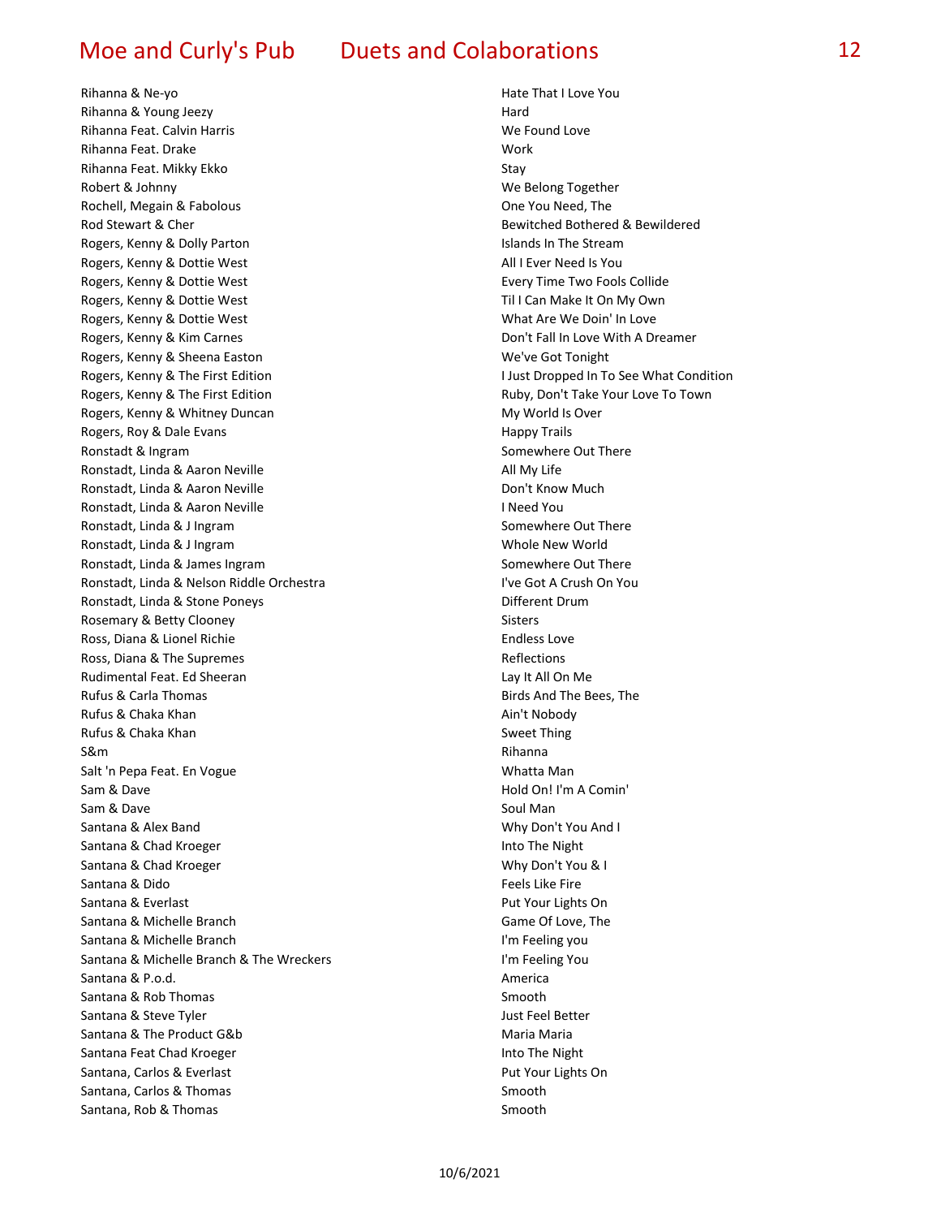| Artist | Song |
|---|---|
| Rihanna & Ne-yo | Hate That I Love You |
| Rihanna & Young Jeezy | Hard |
| Rihanna Feat. Calvin Harris | We Found Love |
| Rihanna Feat. Drake | Work |
| Rihanna Feat. Mikky Ekko | Stay |
| Robert & Johnny | We Belong Together |
| Rochell, Megain & Fabolous | One You Need, The |
| Rod Stewart & Cher | Bewitched Bothered & Bewildered |
| Rogers, Kenny & Dolly Parton | Islands In The Stream |
| Rogers, Kenny & Dottie West | All I Ever Need Is You |
| Rogers, Kenny & Dottie West | Every Time Two Fools Collide |
| Rogers, Kenny & Dottie West | Til I Can Make It On My Own |
| Rogers, Kenny & Dottie West | What Are We Doin' In Love |
| Rogers, Kenny & Kim Carnes | Don't Fall In Love With A Dreamer |
| Rogers, Kenny & Sheena Easton | We've Got Tonight |
| Rogers, Kenny & The First Edition | I Just Dropped In To See What Condition |
| Rogers, Kenny & The First Edition | Ruby, Don't Take Your Love To Town |
| Rogers, Kenny & Whitney Duncan | My World Is Over |
| Rogers, Roy & Dale Evans | Happy Trails |
| Ronstadt & Ingram | Somewhere Out There |
| Ronstadt, Linda & Aaron Neville | All My Life |
| Ronstadt, Linda & Aaron Neville | Don't Know Much |
| Ronstadt, Linda & Aaron Neville | I Need You |
| Ronstadt, Linda & J Ingram | Somewhere Out There |
| Ronstadt, Linda & J Ingram | Whole New World |
| Ronstadt, Linda & James Ingram | Somewhere Out There |
| Ronstadt, Linda & Nelson Riddle Orchestra | I've Got A Crush On You |
| Ronstadt, Linda & Stone Poneys | Different Drum |
| Rosemary & Betty Clooney | Sisters |
| Ross, Diana & Lionel Richie | Endless Love |
| Ross, Diana & The Supremes | Reflections |
| Rudimental Feat. Ed Sheeran | Lay It All On Me |
| Rufus & Carla Thomas | Birds And The Bees, The |
| Rufus & Chaka Khan | Ain't Nobody |
| Rufus & Chaka Khan | Sweet Thing |
| S&m | Rihanna |
| Salt 'n Pepa Feat. En Vogue | Whatta Man |
| Sam & Dave | Hold On! I'm A Comin' |
| Sam & Dave | Soul Man |
| Santana & Alex Band | Why Don't You And I |
| Santana & Chad Kroeger | Into The Night |
| Santana & Chad Kroeger | Why Don't You & I |
| Santana & Dido | Feels Like Fire |
| Santana & Everlast | Put Your Lights On |
| Santana & Michelle Branch | Game Of Love, The |
| Santana & Michelle Branch | I'm Feeling you |
| Santana & Michelle Branch & The Wreckers | I'm Feeling You |
| Santana & P.o.d. | America |
| Santana & Rob Thomas | Smooth |
| Santana & Steve Tyler | Just Feel Better |
| Santana & The Product G&b | Maria Maria |
| Santana Feat Chad Kroeger | Into The Night |
| Santana, Carlos & Everlast | Put Your Lights On |
| Santana, Carlos & Thomas | Smooth |
| Santana, Rob & Thomas | Smooth |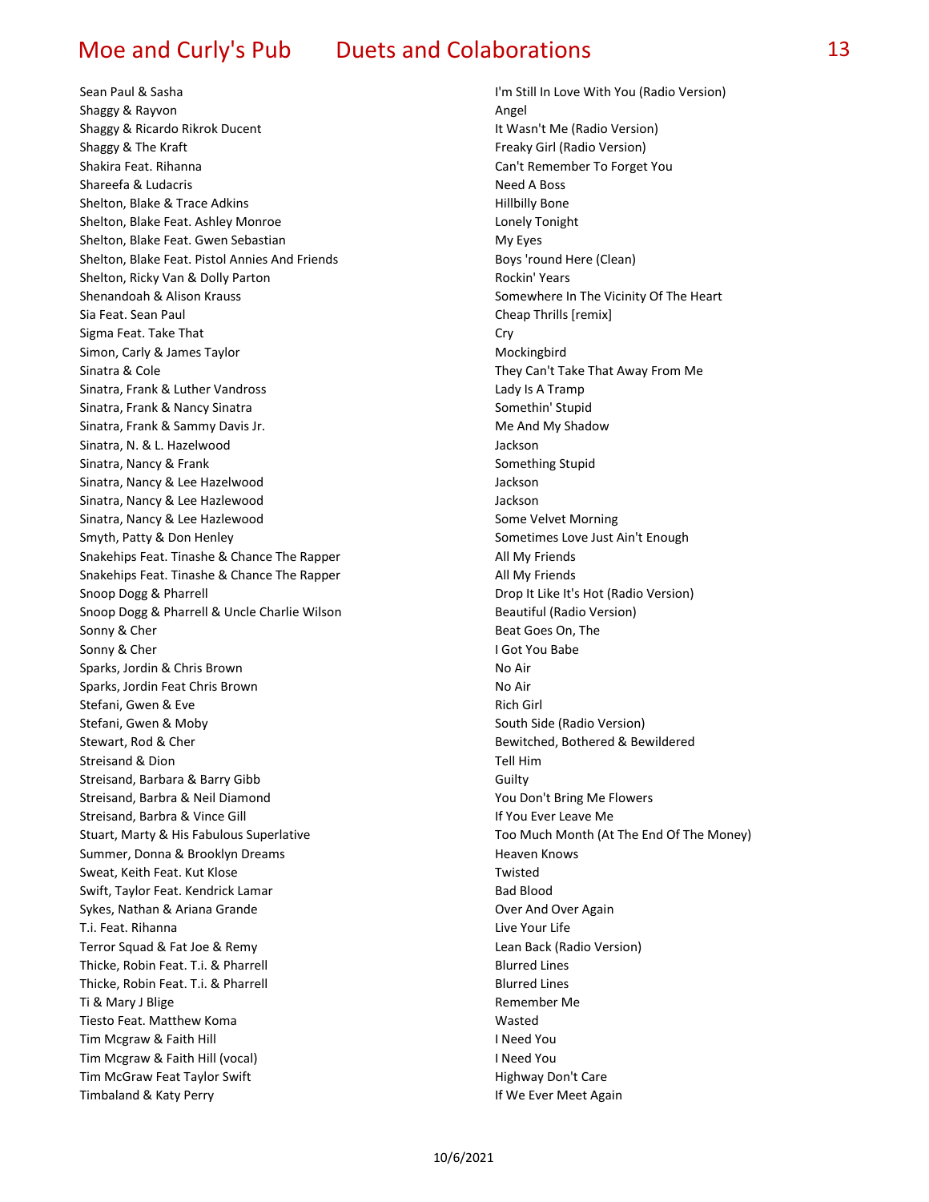| Artist | Title |
| --- | --- |
| Sean Paul & Sasha | I'm Still In Love With You (Radio Version) |
| Shaggy & Rayvon | Angel |
| Shaggy & Ricardo Rikrok Ducent | It Wasn't Me (Radio Version) |
| Shaggy & The Kraft | Freaky Girl (Radio Version) |
| Shakira Feat. Rihanna | Can't Remember To Forget You |
| Shareefa & Ludacris | Need A Boss |
| Shelton, Blake & Trace Adkins | Hillbilly Bone |
| Shelton, Blake Feat. Ashley Monroe | Lonely Tonight |
| Shelton, Blake Feat. Gwen Sebastian | My Eyes |
| Shelton, Blake Feat. Pistol Annies And Friends | Boys 'round Here (Clean) |
| Shelton, Ricky Van & Dolly Parton | Rockin' Years |
| Shenandoah & Alison Krauss | Somewhere In The Vicinity Of The Heart |
| Sia Feat. Sean Paul | Cheap Thrills [remix] |
| Sigma Feat. Take That | Cry |
| Simon, Carly & James Taylor | Mockingbird |
| Sinatra & Cole | They Can't Take That Away From Me |
| Sinatra, Frank & Luther Vandross | Lady Is A Tramp |
| Sinatra, Frank & Nancy Sinatra | Somethin' Stupid |
| Sinatra, Frank & Sammy Davis Jr. | Me And My Shadow |
| Sinatra, N. & L. Hazelwood | Jackson |
| Sinatra, Nancy & Frank | Something Stupid |
| Sinatra, Nancy & Lee Hazelwood | Jackson |
| Sinatra, Nancy & Lee Hazlewood | Jackson |
| Sinatra, Nancy & Lee Hazlewood | Some Velvet Morning |
| Smyth, Patty & Don Henley | Sometimes Love Just Ain't Enough |
| Snakehips Feat. Tinashe & Chance The Rapper | All My Friends |
| Snakehips Feat. Tinashe & Chance The Rapper | All My Friends |
| Snoop Dogg & Pharrell | Drop It Like It's Hot (Radio Version) |
| Snoop Dogg & Pharrell & Uncle Charlie Wilson | Beautiful (Radio Version) |
| Sonny & Cher | Beat Goes On, The |
| Sonny & Cher | I Got You Babe |
| Sparks, Jordin & Chris Brown | No Air |
| Sparks, Jordin Feat Chris Brown | No Air |
| Stefani, Gwen & Eve | Rich Girl |
| Stefani, Gwen & Moby | South Side (Radio Version) |
| Stewart, Rod & Cher | Bewitched, Bothered & Bewildered |
| Streisand & Dion | Tell Him |
| Streisand, Barbara & Barry Gibb | Guilty |
| Streisand, Barbra & Neil Diamond | You Don't Bring Me Flowers |
| Streisand, Barbra & Vince Gill | If You Ever Leave Me |
| Stuart, Marty & His Fabulous Superlative | Too Much Month (At The End Of The Money) |
| Summer, Donna & Brooklyn Dreams | Heaven Knows |
| Sweat, Keith Feat. Kut Klose | Twisted |
| Swift, Taylor Feat. Kendrick Lamar | Bad Blood |
| Sykes, Nathan & Ariana Grande | Over And Over Again |
| T.i. Feat. Rihanna | Live Your Life |
| Terror Squad & Fat Joe & Remy | Lean Back (Radio Version) |
| Thicke, Robin Feat. T.i. & Pharrell | Blurred Lines |
| Thicke, Robin Feat. T.i. & Pharrell | Blurred Lines |
| Ti & Mary J Blige | Remember Me |
| Tiesto Feat. Matthew Koma | Wasted |
| Tim Mcgraw & Faith Hill | I Need You |
| Tim Mcgraw & Faith Hill (vocal) | I Need You |
| Tim McGraw Feat Taylor Swift | Highway Don't Care |
| Timbaland & Katy Perry | If We Ever Meet Again |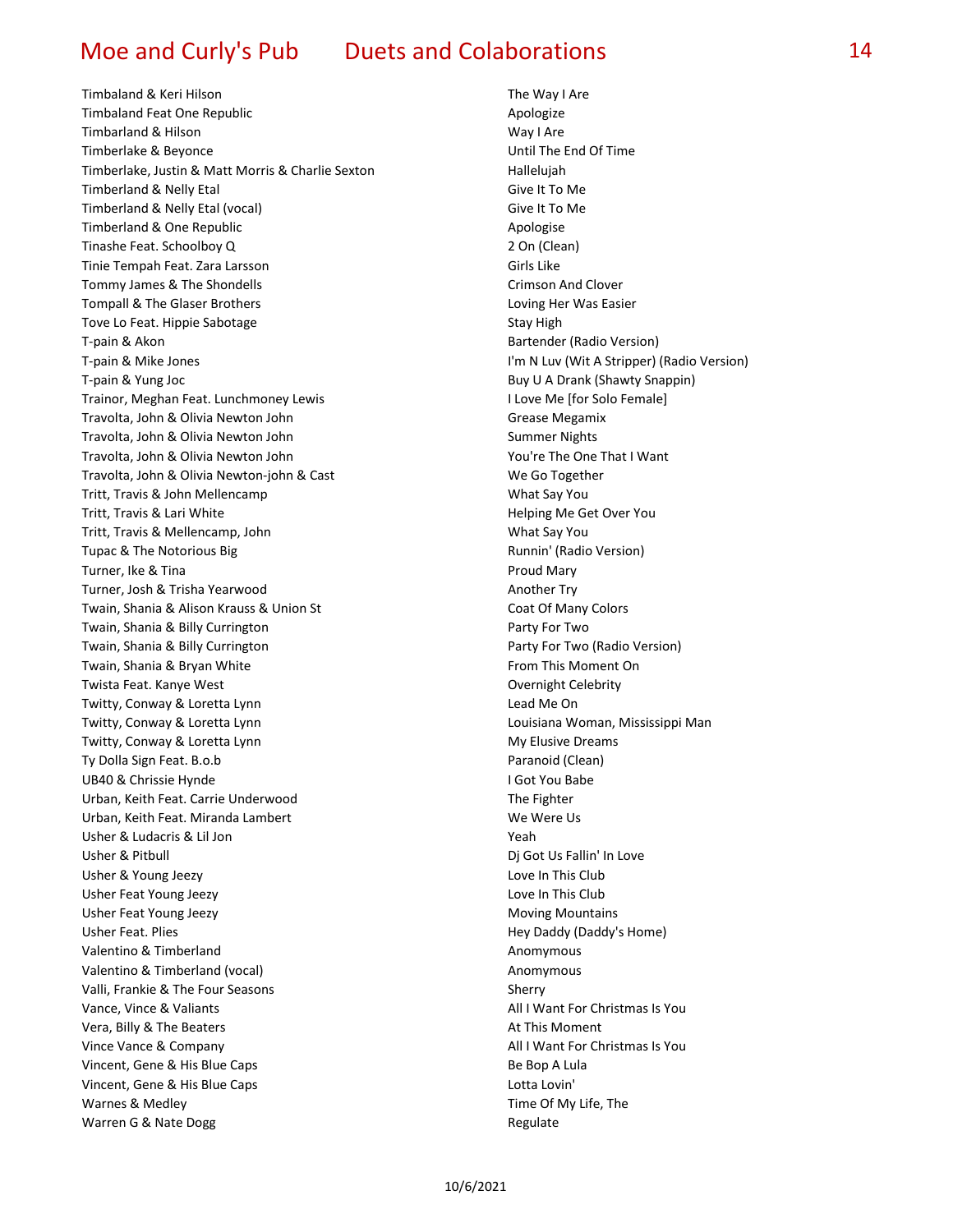| Artist | Title |
|---|---|
| Timbaland & Keri Hilson | The Way I Are |
| Timbaland Feat One Republic | Apologize |
| Timbarland & Hilson | Way I Are |
| Timberlake & Beyonce | Until The End Of Time |
| Timberlake, Justin & Matt Morris & Charlie Sexton | Hallelujah |
| Timberland & Nelly Etal | Give It To Me |
| Timberland & Nelly Etal (vocal) | Give It To Me |
| Timberland & One Republic | Apologise |
| Tinashe Feat. Schoolboy Q | 2 On (Clean) |
| Tinie Tempah Feat. Zara Larsson | Girls Like |
| Tommy James & The Shondells | Crimson And Clover |
| Tompall & The Glaser Brothers | Loving Her Was Easier |
| Tove Lo Feat. Hippie Sabotage | Stay High |
| T-pain & Akon | Bartender (Radio Version) |
| T-pain & Mike Jones | I'm N Luv (Wit A Stripper) (Radio Version) |
| T-pain & Yung Joc | Buy U A Drank (Shawty Snappin) |
| Trainor, Meghan Feat. Lunchmoney Lewis | I Love Me [for Solo Female] |
| Travolta, John & Olivia Newton John | Grease Megamix |
| Travolta, John & Olivia Newton John | Summer Nights |
| Travolta, John & Olivia Newton John | You're The One That I Want |
| Travolta, John & Olivia Newton-john & Cast | We Go Together |
| Tritt, Travis & John Mellencamp | What Say You |
| Tritt, Travis & Lari White | Helping Me Get Over You |
| Tritt, Travis & Mellencamp, John | What Say You |
| Tupac & The Notorious Big | Runnin' (Radio Version) |
| Turner, Ike & Tina | Proud Mary |
| Turner, Josh & Trisha Yearwood | Another Try |
| Twain, Shania & Alison Krauss & Union St | Coat Of Many Colors |
| Twain, Shania & Billy Currington | Party For Two |
| Twain, Shania & Billy Currington | Party For Two (Radio Version) |
| Twain, Shania & Bryan White | From This Moment On |
| Twista Feat. Kanye West | Overnight Celebrity |
| Twitty, Conway & Loretta Lynn | Lead Me On |
| Twitty, Conway & Loretta Lynn | Louisiana Woman, Mississippi Man |
| Twitty, Conway & Loretta Lynn | My Elusive Dreams |
| Ty Dolla Sign Feat. B.o.b | Paranoid (Clean) |
| UB40 & Chrissie Hynde | I Got You Babe |
| Urban, Keith Feat. Carrie Underwood | The Fighter |
| Urban, Keith Feat. Miranda Lambert | We Were Us |
| Usher & Ludacris & Lil Jon | Yeah |
| Usher & Pitbull | Dj Got Us Fallin' In Love |
| Usher & Young Jeezy | Love In This Club |
| Usher Feat Young Jeezy | Love In This Club |
| Usher Feat Young Jeezy | Moving Mountains |
| Usher Feat. Plies | Hey Daddy (Daddy's Home) |
| Valentino & Timberland | Anomymous |
| Valentino & Timberland (vocal) | Anomymous |
| Valli, Frankie & The Four Seasons | Sherry |
| Vance, Vince & Valiants | All I Want For Christmas Is You |
| Vera, Billy & The Beaters | At This Moment |
| Vince Vance & Company | All I Want For Christmas Is You |
| Vincent, Gene & His Blue Caps | Be Bop A Lula |
| Vincent, Gene & His Blue Caps | Lotta Lovin' |
| Warnes & Medley | Time Of My Life, The |
| Warren G & Nate Dogg | Regulate |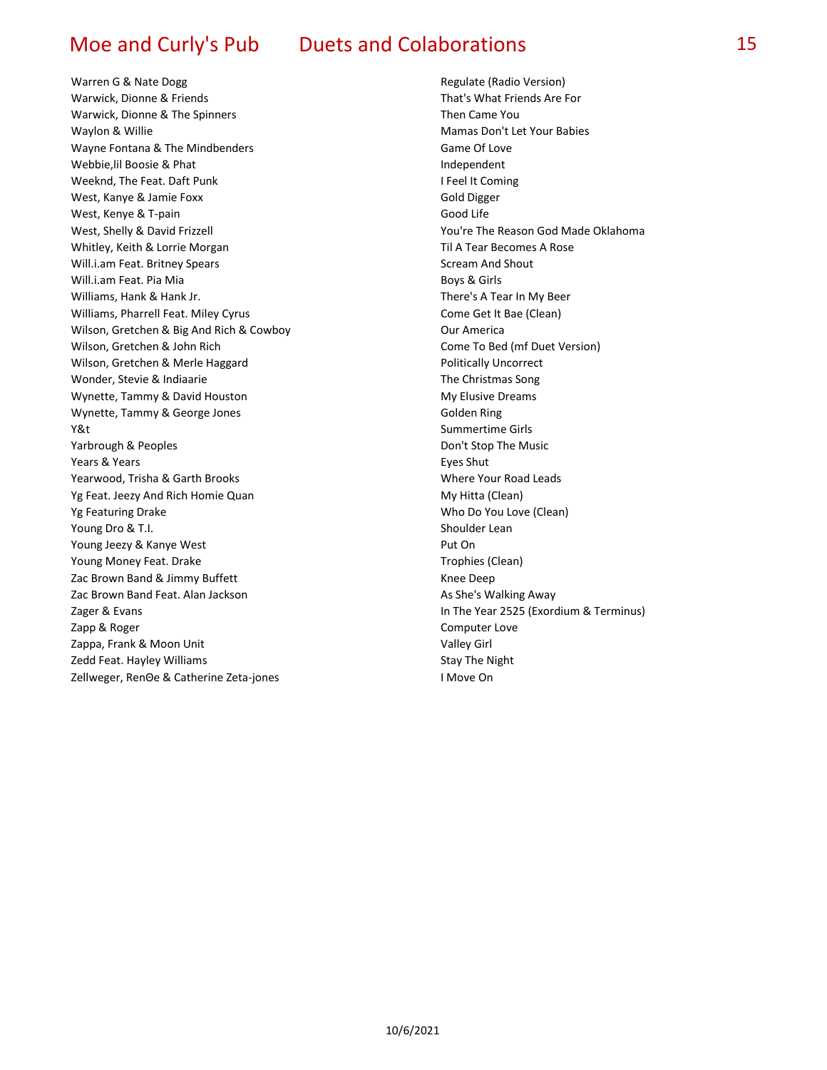| | |
|---|---|
| Warren G & Nate Dogg | Regulate (Radio Version) |
| Warwick, Dionne & Friends | That's What Friends Are For |
| Warwick, Dionne & The Spinners | Then Came You |
| Waylon & Willie | Mamas Don't Let Your Babies |
| Wayne Fontana & The Mindbenders | Game Of Love |
| Webbie,lil Boosie & Phat | Independent |
| Weeknd, The Feat. Daft Punk | I Feel It Coming |
| West, Kanye & Jamie Foxx | Gold Digger |
| West, Kenye & T-pain | Good Life |
| West, Shelly & David Frizzell | You're The Reason God Made Oklahoma |
| Whitley, Keith & Lorrie Morgan | Til A Tear Becomes A Rose |
| Will.i.am Feat. Britney Spears | Scream And Shout |
| Will.i.am Feat. Pia Mia | Boys & Girls |
| Williams, Hank & Hank Jr. | There's A Tear In My Beer |
| Williams, Pharrell Feat. Miley Cyrus | Come Get It Bae (Clean) |
| Wilson, Gretchen & Big And Rich & Cowboy | Our America |
| Wilson, Gretchen & John Rich | Come To Bed (mf Duet Version) |
| Wilson, Gretchen & Merle Haggard | Politically Uncorrect |
| Wonder, Stevie & Indiaarie | The Christmas Song |
| Wynette, Tammy & David Houston | My Elusive Dreams |
| Wynette, Tammy & George Jones | Golden Ring |
| Y&t | Summertime Girls |
| Yarbrough & Peoples | Don't Stop The Music |
| Years & Years | Eyes Shut |
| Yearwood, Trisha & Garth Brooks | Where Your Road Leads |
| Yg Feat. Jeezy And Rich Homie Quan | My Hitta (Clean) |
| Yg Featuring Drake | Who Do You Love (Clean) |
| Young Dro & T.I. | Shoulder Lean |
| Young Jeezy & Kanye West | Put On |
| Young Money Feat. Drake | Trophies (Clean) |
| Zac Brown Band & Jimmy Buffett | Knee Deep |
| Zac Brown Band Feat. Alan Jackson | As She's Walking Away |
| Zager & Evans | In The Year 2525 (Exordium & Terminus) |
| Zapp & Roger | Computer Love |
| Zappa, Frank & Moon Unit | Valley Girl |
| Zedd Feat. Hayley Williams | Stay The Night |
| Zellweger, RenӨe & Catherine Zeta-jones | I Move On |